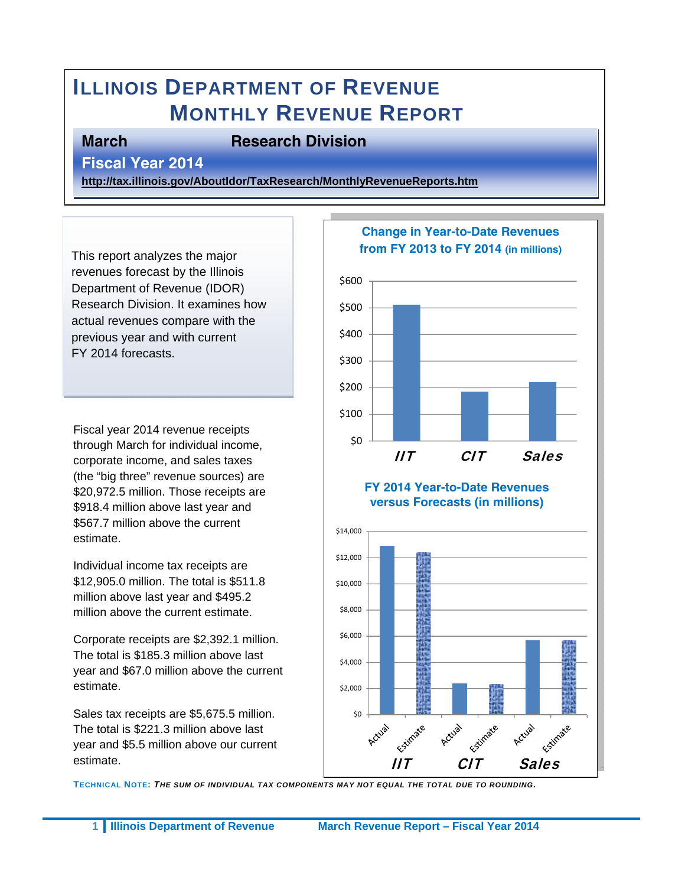# ILLINOIS DEPARTMENT OF REVENUE
# MONTHLY REVENUE REPORT

**March** **Research Division**

**Fiscal Year 2014**

**http://tax.illinois.gov/AboutIdor/TaxResearch/MonthlyRevenueReports.htm**

This report analyzes the major revenues forecast by the Illinois Department of Revenue (IDOR) Research Division. It examines how actual revenues compare with the previous year and with current FY 2014 forecasts.

Fiscal year 2014 revenue receipts through March for individual income, corporate income, and sales taxes (the "big three" revenue sources) are $20,972.5 million. Those receipts are $918.4 million above last year and $567.7 million above the current estimate.

Individual income tax receipts are $12,905.0 million. The total is $511.8 million above last year and $495.2 million above the current estimate.

Corporate receipts are $2,392.1 million. The total is $185.3 million above last year and $67.0 million above the current estimate.

Sales tax receipts are $5,675.5 million. The total is $221.3 million above last year and $5.5 million above our current estimate.

**Change in Year-to-Date Revenues from FY 2013 to FY 2014 (in millions)**

**FY 2014 Year-to-Date Revenues versus Forecasts (in millions)**

TECHNICAL NOTE: *THE SUM OF INDIVIDUAL TAX COMPONENTS MAY NOT EQUAL THE TOTAL DUE TO ROUNDING.*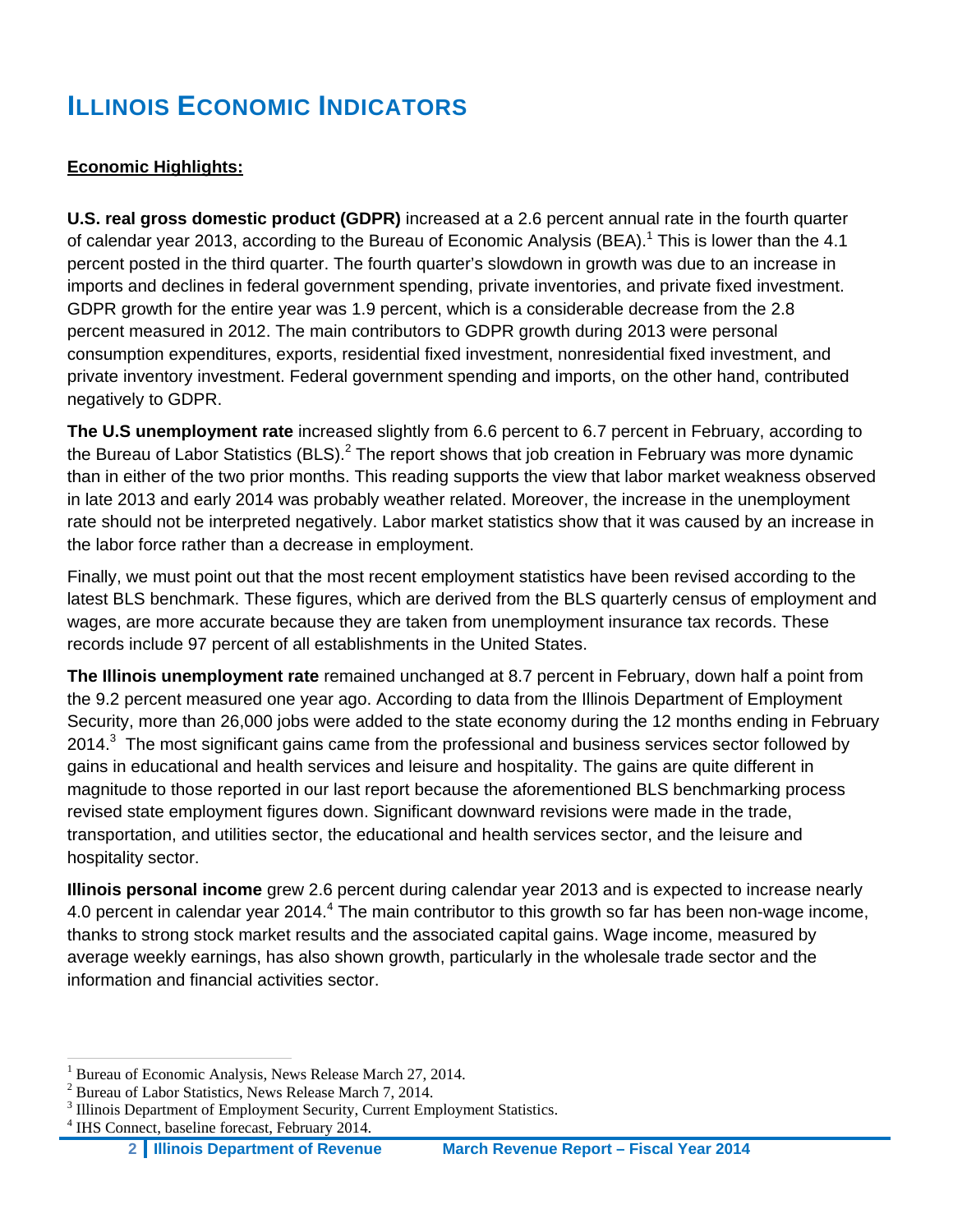# ILLINOIS ECONOMIC INDICATORS

**Economic Highlights:**

**U.S. real gross domestic product (GDPR)** increased at a 2.6 percent annual rate in the fourth quarter of calendar year 2013, according to the Bureau of Economic Analysis (BEA).[1] This is lower than the 4.1 percent posted in the third quarter. The fourth quarter's slowdown in growth was due to an increase in imports and declines in federal government spending, private inventories, and private fixed investment. GDPR growth for the entire year was 1.9 percent, which is a considerable decrease from the 2.8 percent measured in 2012. The main contributors to GDPR growth during 2013 were personal consumption expenditures, exports, residential fixed investment, nonresidential fixed investment, and private inventory investment. Federal government spending and imports, on the other hand, contributed negatively to GDPR.

**The U.S unemployment rate** increased slightly from 6.6 percent to 6.7 percent in February, according to the Bureau of Labor Statistics (BLS).[2] The report shows that job creation in February was more dynamic than in either of the two prior months. This reading supports the view that labor market weakness observed in late 2013 and early 2014 was probably weather related. Moreover, the increase in the unemployment rate should not be interpreted negatively. Labor market statistics show that it was caused by an increase in the labor force rather than a decrease in employment.

Finally, we must point out that the most recent employment statistics have been revised according to the latest BLS benchmark. These figures, which are derived from the BLS quarterly census of employment and wages, are more accurate because they are taken from unemployment insurance tax records. These records include 97 percent of all establishments in the United States.

**The Illinois unemployment rate** remained unchanged at 8.7 percent in February, down half a point from the 9.2 percent measured one year ago. According to data from the Illinois Department of Employment Security, more than 26,000 jobs were added to the state economy during the 12 months ending in February 2014.[3] The most significant gains came from the professional and business services sector followed by gains in educational and health services and leisure and hospitality. The gains are quite different in magnitude to those reported in our last report because the aforementioned BLS benchmarking process revised state employment figures down. Significant downward revisions were made in the trade, transportation, and utilities sector, the educational and health services sector, and the leisure and hospitality sector.

**Illinois personal income** grew 2.6 percent during calendar year 2013 and is expected to increase nearly 4.0 percent in calendar year 2014.[4] The main contributor to this growth so far has been non-wage income, thanks to strong stock market results and the associated capital gains. Wage income, measured by average weekly earnings, has also shown growth, particularly in the wholesale trade sector and the information and financial activities sector.

---

[1] Bureau of Economic Analysis, News Release March 27, 2014.
[2] Bureau of Labor Statistics, News Release March 7, 2014.
[3] Illinois Department of Employment Security, Current Employment Statistics.
[4] IHS Connect, baseline forecast, February 2014.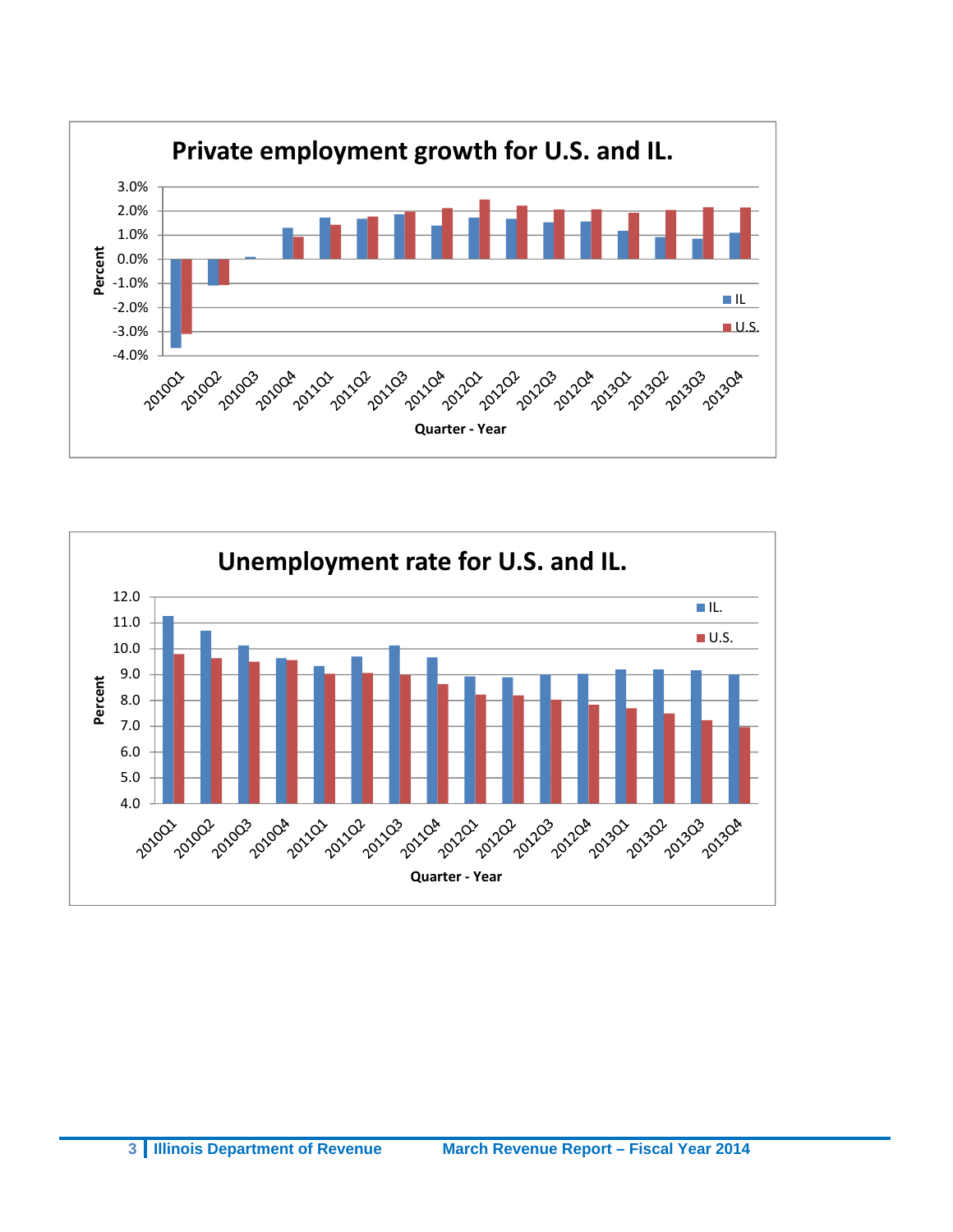## Private employment growth for U.S. and IL.

## Unemployment rate for U.S. and IL.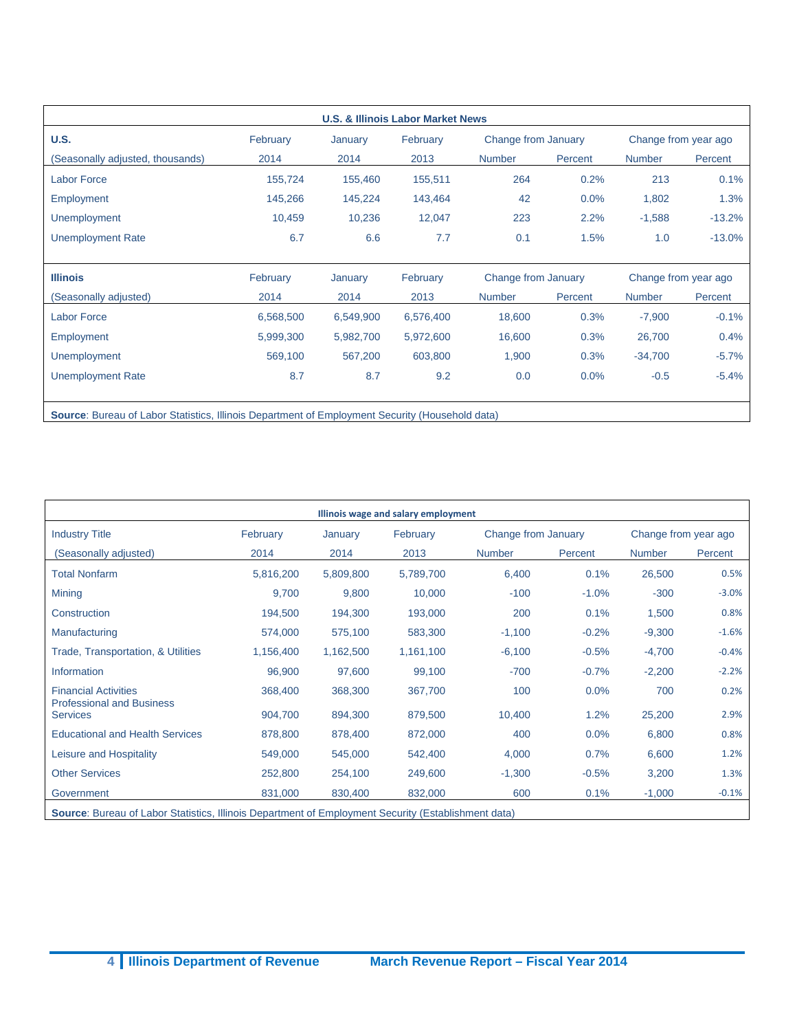| U.S. & Illinois Labor Market News | | | | | | | |
|---|---|---|---|---|---|---|---|
| **U.S.** | February | January | February | Change from January | | Change from year ago | |
| (Seasonally adjusted, thousands) | 2014 | 2014 | 2013 | Number | Percent | Number | Percent |
| Labor Force | 155,724 | 155,460 | 155,511 | 264 | 0.2% | 213 | 0.1% |
| Employment | 145,266 | 145,224 | 143,464 | 42 | 0.0% | 1,802 | 1.3% |
| Unemployment | 10,459 | 10,236 | 12,047 | 223 | 2.2% | -1,588 | -13.2% |
| Unemployment Rate | 6.7 | 6.6 | 7.7 | 0.1 | 1.5% | 1.0 | -13.0% |
| **Illinois** | February | January | February | Change from January | | Change from year ago | |
| (Seasonally adjusted) | 2014 | 2014 | 2013 | Number | Percent | Number | Percent |
| Labor Force | 6,568,500 | 6,549,900 | 6,576,400 | 18,600 | 0.3% | -7,900 | -0.1% |
| Employment | 5,999,300 | 5,982,700 | 5,972,600 | 16,600 | 0.3% | 26,700 | 0.4% |
| Unemployment | 569,100 | 567,200 | 603,800 | 1,900 | 0.3% | -34,700 | -5.7% |
| Unemployment Rate | 8.7 | 8.7 | 9.2 | 0.0 | 0.0% | -0.5 | -5.4% |

**Source**: Bureau of Labor Statistics, Illinois Department of Employment Security (Household data)

| Illinois wage and salary employment | | | | | | | |
|---|---|---|---|---|---|---|---|
| Industry Title | February | January | February | Change from January | | Change from year ago | |
| (Seasonally adjusted) | 2014 | 2014 | 2013 | Number | Percent | Number | Percent |
| Total Nonfarm | 5,816,200 | 5,809,800 | 5,789,700 | 6,400 | 0.1% | 26,500 | 0.5% |
| Mining | 9,700 | 9,800 | 10,000 | -100 | -1.0% | -300 | -3.0% |
| Construction | 194,500 | 194,300 | 193,000 | 200 | 0.1% | 1,500 | 0.8% |
| Manufacturing | 574,000 | 575,100 | 583,300 | -1,100 | -0.2% | -9,300 | -1.6% |
| Trade, Transportation, & Utilities | 1,156,400 | 1,162,500 | 1,161,100 | -6,100 | -0.5% | -4,700 | -0.4% |
| Information | 96,900 | 97,600 | 99,100 | -700 | -0.7% | -2,200 | -2.2% |
| Financial Activities | 368,400 | 368,300 | 367,700 | 100 | 0.0% | 700 | 0.2% |
| Professional and Business Services | 904,700 | 894,300 | 879,500 | 10,400 | 1.2% | 25,200 | 2.9% |
| Educational and Health Services | 878,800 | 878,400 | 872,000 | 400 | 0.0% | 6,800 | 0.8% |
| Leisure and Hospitality | 549,000 | 545,000 | 542,400 | 4,000 | 0.7% | 6,600 | 1.2% |
| Other Services | 252,800 | 254,100 | 249,600 | -1,300 | -0.5% | 3,200 | 1.3% |
| Government | 831,000 | 830,400 | 832,000 | 600 | 0.1% | -1,000 | -0.1% |

**Source**: Bureau of Labor Statistics, Illinois Department of Employment Security (Establishment data)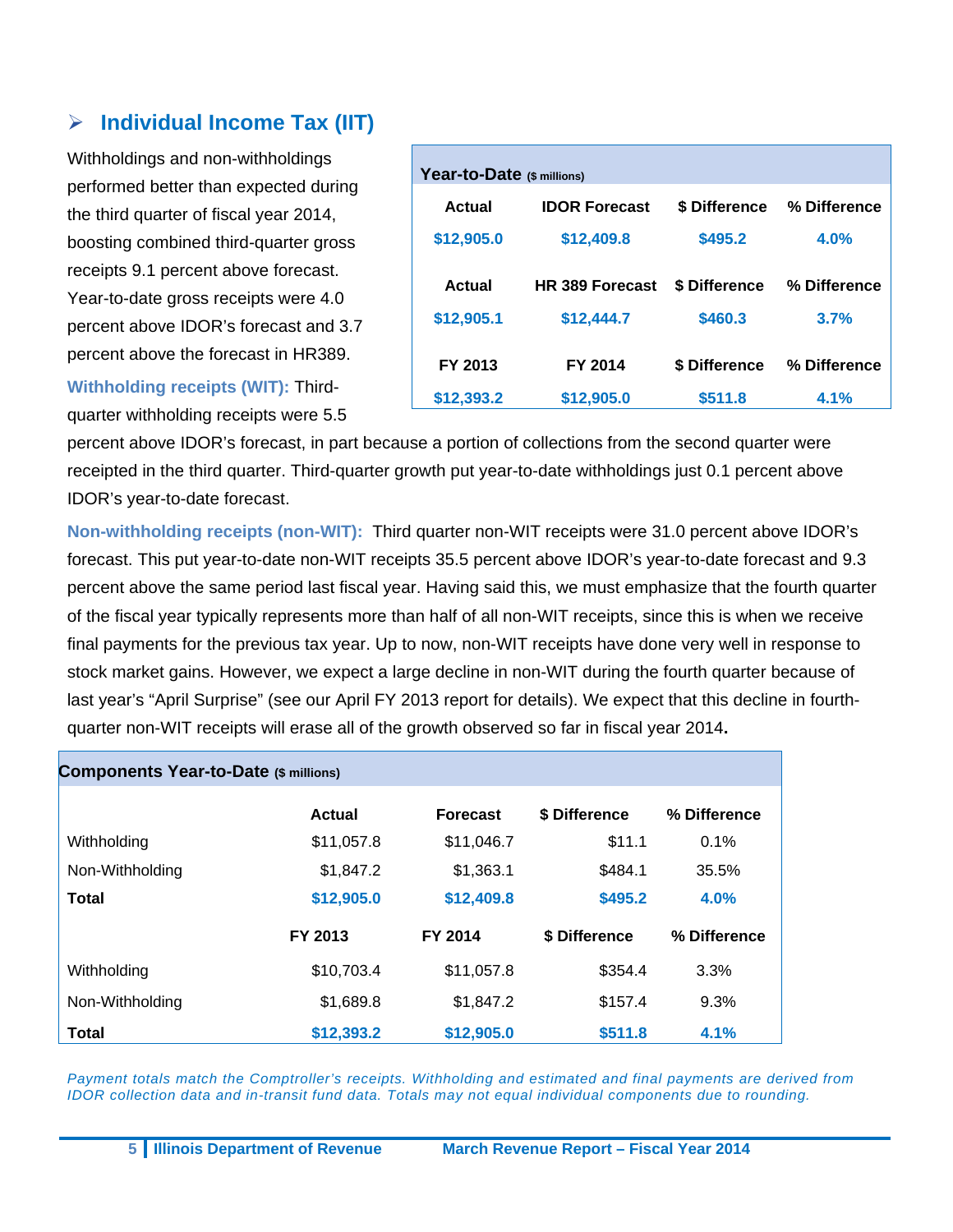## Individual Income Tax (IIT)

Withholdings and non-withholdings performed better than expected during the third quarter of fiscal year 2014, boosting combined third-quarter gross receipts 9.1 percent above forecast. Year-to-date gross receipts were 4.0 percent above IDOR's forecast and 3.7 percent above the forecast in HR389.

| Year-to-Date ($ millions) | | | |
|---|---|---|---|
| **Actual** | **IDOR Forecast** | **$ Difference** | **% Difference** |
| **$12,905.0** | **$12,409.8** | **$495.2** | **4.0%** |
| **Actual** | **HR 389 Forecast** | **$ Difference** | **% Difference** |
| **$12,905.1** | **$12,444.7** | **$460.3** | **3.7%** |
| **FY 2013** | **FY 2014** | **$ Difference** | **% Difference** |
| **$12,393.2** | **$12,905.0** | **$511.8** | **4.1%** |

**Withholding receipts (WIT):** Third-quarter withholding receipts were 5.5 percent above IDOR's forecast, in part because a portion of collections from the second quarter were receipted in the third quarter. Third-quarter growth put year-to-date withholdings just 0.1 percent above IDOR's year-to-date forecast.

**Non-withholding receipts (non-WIT):** Third quarter non-WIT receipts were 31.0 percent above IDOR's forecast. This put year-to-date non-WIT receipts 35.5 percent above IDOR's year-to-date forecast and 9.3 percent above the same period last fiscal year. Having said this, we must emphasize that the fourth quarter of the fiscal year typically represents more than half of all non-WIT receipts, since this is when we receive final payments for the previous tax year. Up to now, non-WIT receipts have done very well in response to stock market gains. However, we expect a large decline in non-WIT during the fourth quarter because of last year's "April Surprise" (see our April FY 2013 report for details). We expect that this decline in fourth-quarter non-WIT receipts will erase all of the growth observed so far in fiscal year 2014**.**

| Components Year-to-Date ($ millions) | | | | |
|---|---|---|---|---|
| | **Actual** | **Forecast** | **$ Difference** | **% Difference** |
| Withholding | $11,057.8 | $11,046.7 | $11.1 | 0.1% |
| Non-Withholding | $1,847.2 | $1,363.1 | $484.1 | 35.5% |
| **Total** | **$12,905.0** | **$12,409.8** | **$495.2** | **4.0%** |
| | **FY 2013** | **FY 2014** | **$ Difference** | **% Difference** |
| Withholding | $10,703.4 | $11,057.8 | $354.4 | 3.3% |
| Non-Withholding | $1,689.8 | $1,847.2 | $157.4 | 9.3% |
| **Total** | **$12,393.2** | **$12,905.0** | **$511.8** | **4.1%** |

*Payment totals match the Comptroller's receipts. Withholding and estimated and final payments are derived from IDOR collection data and in-transit fund data. Totals may not equal individual components due to rounding.*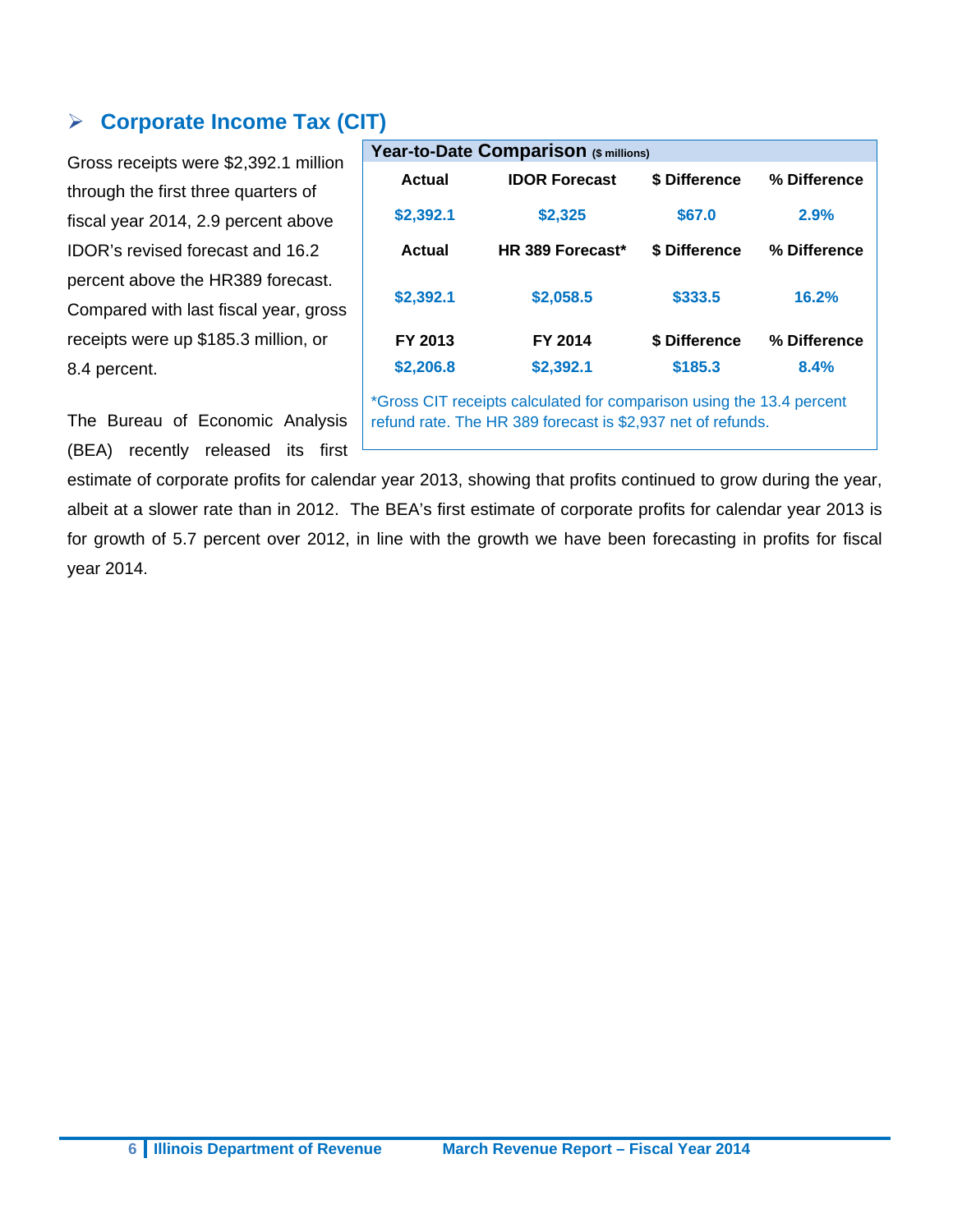## Corporate Income Tax (CIT)

| Year-to-Date Comparison ($ millions) | | | |
|---|---|---|---|
| **Actual** | **IDOR Forecast** | **$ Difference** | **% Difference** |
| $2,392.1 | $2,325 | $67.0 | 2.9% |
| **Actual** | **HR 389 Forecast*** | **$ Difference** | **% Difference** |
| $2,392.1 | $2,058.5 | $333.5 | 16.2% |
| **FY 2013** | **FY 2014** | **$ Difference** | **% Difference** |
| $2,206.8 | $2,392.1 | $185.3 | 8.4% |

*Gross CIT receipts calculated for comparison using the 13.4 percent refund rate. The HR 389 forecast is $2,937 net of refunds.

Gross receipts were $2,392.1 million through the first three quarters of fiscal year 2014, 2.9 percent above IDOR's revised forecast and 16.2 percent above the HR389 forecast. Compared with last fiscal year, gross receipts were up $185.3 million, or 8.4 percent.

The Bureau of Economic Analysis (BEA) recently released its first estimate of corporate profits for calendar year 2013, showing that profits continued to grow during the year, albeit at a slower rate than in 2012. The BEA's first estimate of corporate profits for calendar year 2013 is for growth of 5.7 percent over 2012, in line with the growth we have been forecasting in profits for fiscal year 2014.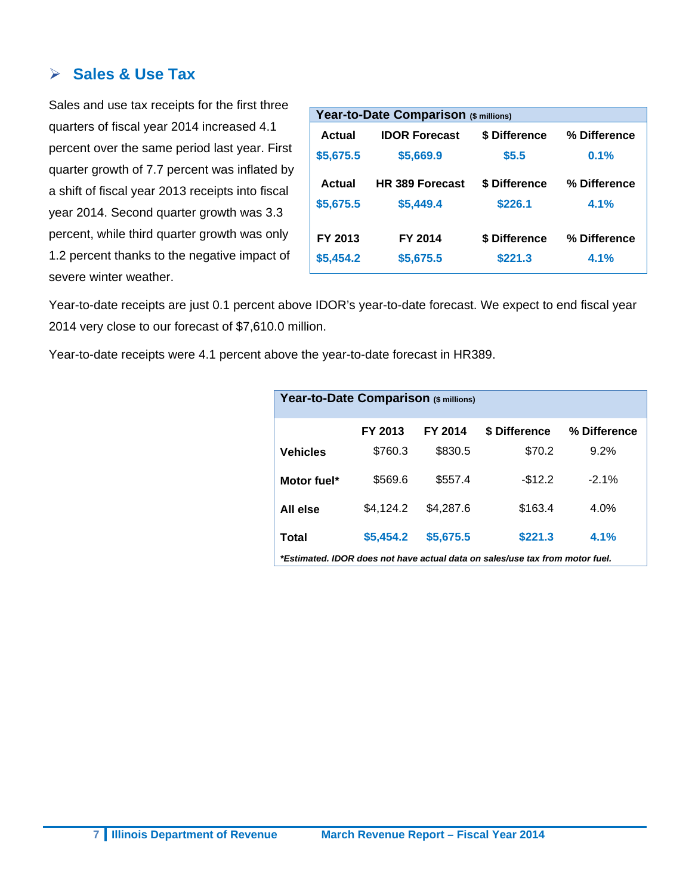## Sales & Use Tax

Sales and use tax receipts for the first three quarters of fiscal year 2014 increased 4.1 percent over the same period last year. First quarter growth of 7.7 percent was inflated by a shift of fiscal year 2013 receipts into fiscal year 2014. Second quarter growth was 3.3 percent, while third quarter growth was only 1.2 percent thanks to the negative impact of severe winter weather.

**Year-to-Date Comparison** ($ millions)

| Actual | IDOR Forecast | $ Difference | % Difference |
|---|---|---|---|
| $5,675.5 | $5,669.9 | $5.5 | 0.1% |
| **Actual** | **HR 389 Forecast** | **$ Difference** | **% Difference** |
| $5,675.5 | $5,449.4 | $226.1 | 4.1% |
| **FY 2013** | **FY 2014** | **$ Difference** | **% Difference** |
| $5,454.2 | $5,675.5 | $221.3 | 4.1% |

Year-to-date receipts are just 0.1 percent above IDOR's year-to-date forecast. We expect to end fiscal year 2014 very close to our forecast of $7,610.0 million.

Year-to-date receipts were 4.1 percent above the year-to-date forecast in HR389.

**Year-to-Date Comparison** ($ millions)

| | FY 2013 | FY 2014 | $ Difference | % Difference |
|---|---|---|---|---|
| **Vehicles** | $760.3 | $830.5 | $70.2 | 9.2% |
| **Motor fuel*** | $569.6 | $557.4 | -$12.2 | -2.1% |
| **All else** | $4,124.2 | $4,287.6 | $163.4 | 4.0% |
| **Total** | **$5,454.2** | **$5,675.5** | **$221.3** | **4.1%** |

****Estimated. IDOR does not have actual data on sales/use tax from motor fuel.***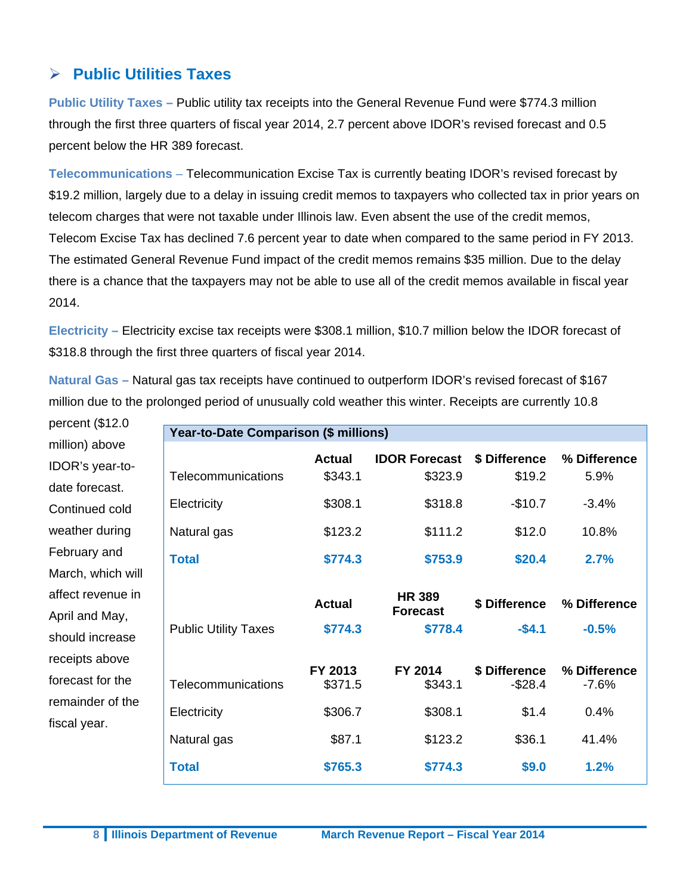## Public Utilities Taxes

**Public Utility Taxes –** Public utility tax receipts into the General Revenue Fund were $774.3 million through the first three quarters of fiscal year 2014, 2.7 percent above IDOR's revised forecast and 0.5 percent below the HR 389 forecast.

**Telecommunications –** Telecommunication Excise Tax is currently beating IDOR's revised forecast by $19.2 million, largely due to a delay in issuing credit memos to taxpayers who collected tax in prior years on telecom charges that were not taxable under Illinois law. Even absent the use of the credit memos, Telecom Excise Tax has declined 7.6 percent year to date when compared to the same period in FY 2013. The estimated General Revenue Fund impact of the credit memos remains $35 million. Due to the delay there is a chance that the taxpayers may not be able to use all of the credit memos available in fiscal year 2014.

**Electricity –** Electricity excise tax receipts were $308.1 million, $10.7 million below the IDOR forecast of $318.8 through the first three quarters of fiscal year 2014.

**Natural Gas –** Natural gas tax receipts have continued to outperform IDOR's revised forecast of $167 million due to the prolonged period of unusually cold weather this winter. Receipts are currently 10.8 percent ($12.0 million) above IDOR's year-to-date forecast. Continued cold weather during February and March, which will affect revenue in April and May, should increase receipts above forecast for the remainder of the fiscal year.

**Year-to-Date Comparison ($ millions)**

| | Actual | IDOR Forecast | $ Difference | % Difference |
|---|---|---|---|---|
| Telecommunications | $343.1 | $323.9 | $19.2 | 5.9% |
| Electricity | $308.1 | $318.8 | -$10.7 | -3.4% |
| Natural gas | $123.2 | $111.2 | $12.0 | 10.8% |
| **Total** | **$774.3** | **$753.9** | **$20.4** | **2.7%** |
| | **Actual** | **HR 389 Forecast** | **$ Difference** | **% Difference** |
| Public Utility Taxes | **$774.3** | **$778.4** | **-$4.1** | **-0.5%** |
| | **FY 2013** | **FY 2014** | **$ Difference** | **% Difference** |
| Telecommunications | $371.5 | $343.1 | -$28.4 | -7.6% |
| Electricity | $306.7 | $308.1 | $1.4 | 0.4% |
| Natural gas | $87.1 | $123.2 | $36.1 | 41.4% |
| **Total** | **$765.3** | **$774.3** | **$9.0** | **1.2%** |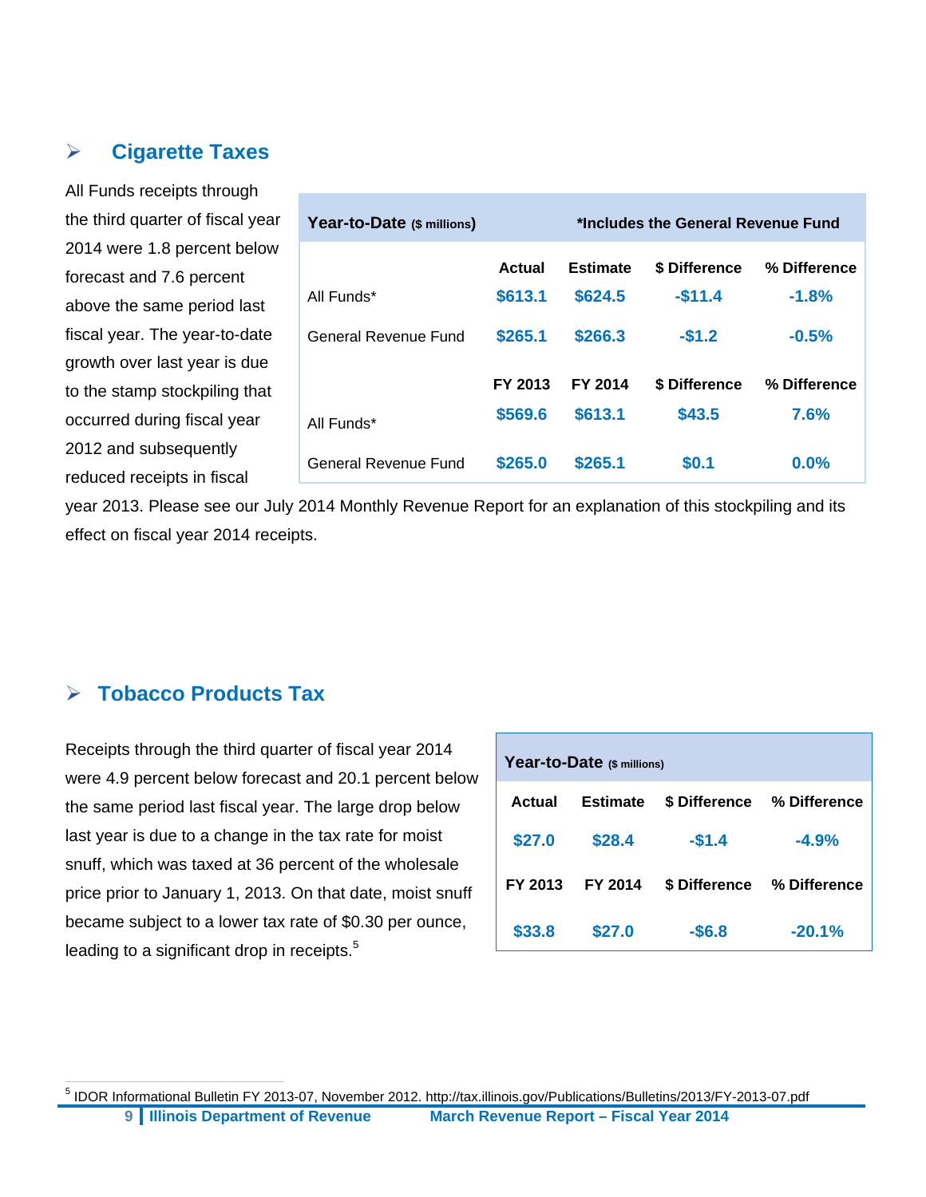## Cigarette Taxes

All Funds receipts through the third quarter of fiscal year 2014 were 1.8 percent below forecast and 7.6 percent above the same period last fiscal year. The year-to-date growth over last year is due to the stamp stockpiling that occurred during fiscal year 2012 and subsequently reduced receipts in fiscal year 2013. Please see our July 2014 Monthly Revenue Report for an explanation of this stockpiling and its effect on fiscal year 2014 receipts.

| **Year-to-Date** (\$ millions) | | | **\*Includes the General Revenue Fund** | |
|---|---|---|---|---|
| | **Actual** | **Estimate** | **\$ Difference** | **% Difference** |
| All Funds* | **\$613.1** | **\$624.5** | **-\$11.4** | **-1.8%** |
| General Revenue Fund | **\$265.1** | **\$266.3** | **-\$1.2** | **-0.5%** |
| | **FY 2013** | **FY 2014** | **\$ Difference** | **% Difference** |
| All Funds* | **\$569.6** | **\$613.1** | **\$43.5** | **7.6%** |
| General Revenue Fund | **\$265.0** | **\$265.1** | **\$0.1** | **0.0%** |

## Tobacco Products Tax

Receipts through the third quarter of fiscal year 2014 were 4.9 percent below forecast and 20.1 percent below the same period last fiscal year. The large drop below last year is due to a change in the tax rate for moist snuff, which was taxed at 36 percent of the wholesale price prior to January 1, 2013. On that date, moist snuff became subject to a lower tax rate of \$0.30 per ounce, leading to a significant drop in receipts.[5]

| **Year-to-Date** (\$ millions) | | | |
|---|---|---|---|
| **Actual** | **Estimate** | **\$ Difference** | **% Difference** |
| **\$27.0** | **\$28.4** | **-\$1.4** | **-4.9%** |
| **FY 2013** | **FY 2014** | **\$ Difference** | **% Difference** |
| **\$33.8** | **\$27.0** | **-\$6.8** | **-20.1%** |

[5] IDOR Informational Bulletin FY 2013-07, November 2012. http://tax.illinois.gov/Publications/Bulletins/2013/FY-2013-07.pdf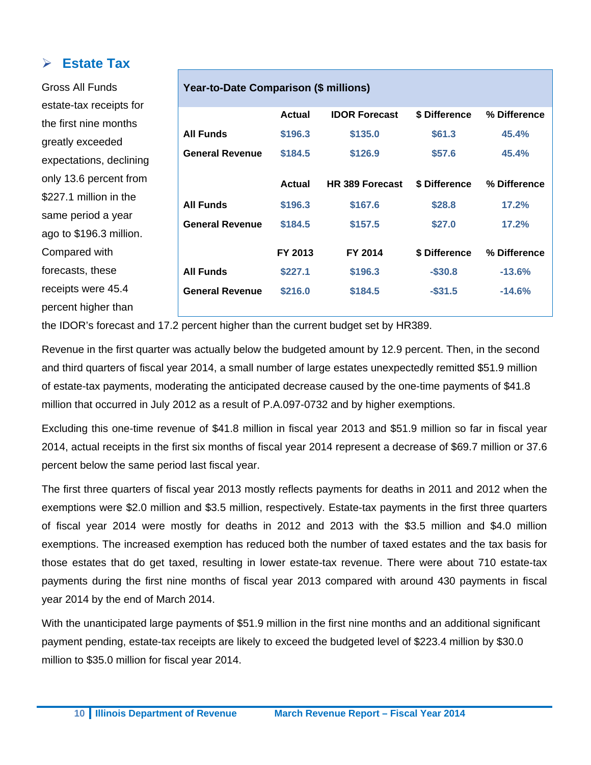## ➢ Estate Tax

| Year-to-Date Comparison ($ millions) | | | | |
|---|---|---|---|---|
| | Actual | IDOR Forecast | $ Difference | % Difference |
| All Funds | $196.3 | $135.0 | $61.3 | 45.4% |
| General Revenue | $184.5 | $126.9 | $57.6 | 45.4% |
| | Actual | HR 389 Forecast | $ Difference | % Difference |
| All Funds | $196.3 | $167.6 | $28.8 | 17.2% |
| General Revenue | $184.5 | $157.5 | $27.0 | 17.2% |
| | FY 2013 | FY 2014 | $ Difference | % Difference |
| All Funds | $227.1 | $196.3 | -$30.8 | -13.6% |
| General Revenue | $216.0 | $184.5 | -$31.5 | -14.6% |

Gross All Funds estate-tax receipts for the first nine months greatly exceeded expectations, declining only 13.6 percent from $227.1 million in the same period a year ago to $196.3 million. Compared with forecasts, these receipts were 45.4 percent higher than the IDOR's forecast and 17.2 percent higher than the current budget set by HR389.

Revenue in the first quarter was actually below the budgeted amount by 12.9 percent. Then, in the second and third quarters of fiscal year 2014, a small number of large estates unexpectedly remitted $51.9 million of estate-tax payments, moderating the anticipated decrease caused by the one-time payments of $41.8 million that occurred in July 2012 as a result of P.A.097-0732 and by higher exemptions.

Excluding this one-time revenue of $41.8 million in fiscal year 2013 and $51.9 million so far in fiscal year 2014, actual receipts in the first six months of fiscal year 2014 represent a decrease of $69.7 million or 37.6 percent below the same period last fiscal year.

The first three quarters of fiscal year 2013 mostly reflects payments for deaths in 2011 and 2012 when the exemptions were $2.0 million and $3.5 million, respectively. Estate-tax payments in the first three quarters of fiscal year 2014 were mostly for deaths in 2012 and 2013 with the $3.5 million and $4.0 million exemptions. The increased exemption has reduced both the number of taxed estates and the tax basis for those estates that do get taxed, resulting in lower estate-tax revenue. There were about 710 estate-tax payments during the first nine months of fiscal year 2013 compared with around 430 payments in fiscal year 2014 by the end of March 2014.

With the unanticipated large payments of $51.9 million in the first nine months and an additional significant payment pending, estate-tax receipts are likely to exceed the budgeted level of $223.4 million by $30.0 million to $35.0 million for fiscal year 2014.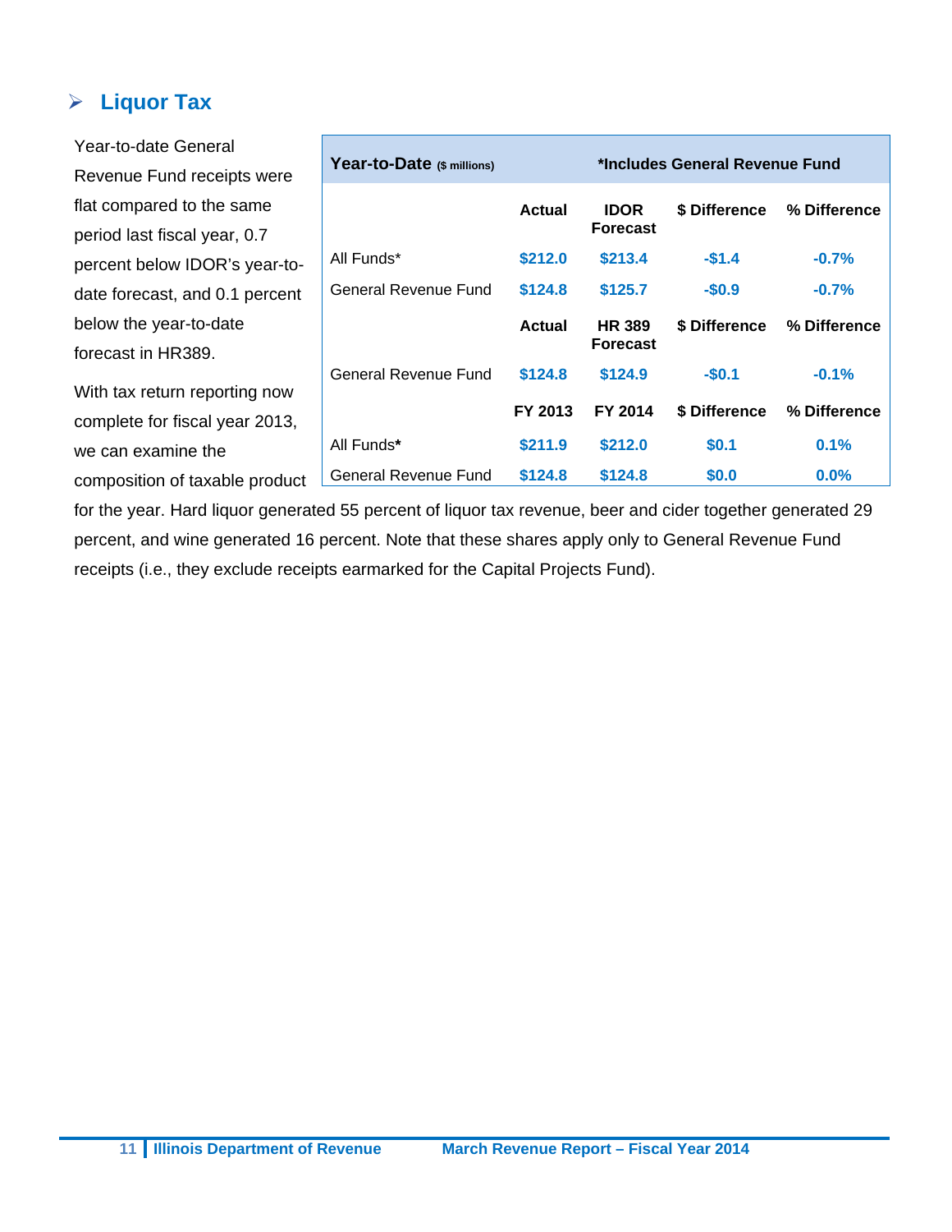## ➢ Liquor Tax

| Year-to-Date ($ millions) | | *Includes General Revenue Fund | | |
|---|---|---|---|---|
| | Actual | IDOR Forecast | $ Difference | % Difference |
| All Funds* | $212.0 | $213.4 | -$1.4 | -0.7% |
| General Revenue Fund | $124.8 | $125.7 | -$0.9 | -0.7% |
| | Actual | HR 389 Forecast | $ Difference | % Difference |
| General Revenue Fund | $124.8 | $124.9 | -$0.1 | -0.1% |
| | FY 2013 | FY 2014 | $ Difference | % Difference |
| All Funds* | $211.9 | $212.0 | $0.1 | 0.1% |
| General Revenue Fund | $124.8 | $124.8 | $0.0 | 0.0% |

Year-to-date General Revenue Fund receipts were flat compared to the same period last fiscal year, 0.7 percent below IDOR's year-to-date forecast, and 0.1 percent below the year-to-date forecast in HR389.

With tax return reporting now complete for fiscal year 2013, we can examine the composition of taxable product for the year. Hard liquor generated 55 percent of liquor tax revenue, beer and cider together generated 29 percent, and wine generated 16 percent. Note that these shares apply only to General Revenue Fund receipts (i.e., they exclude receipts earmarked for the Capital Projects Fund).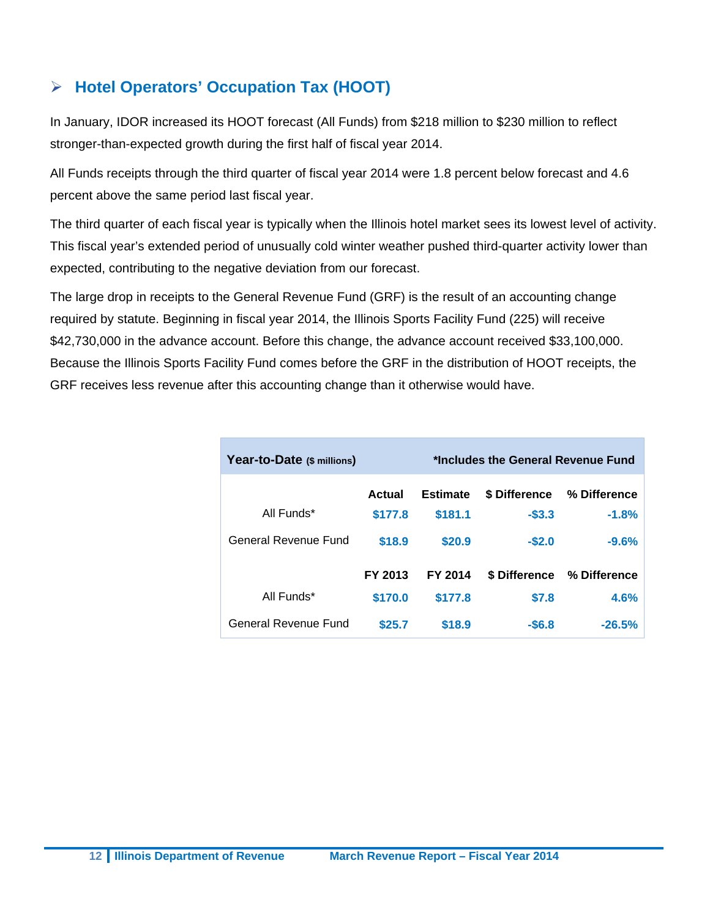## Hotel Operators' Occupation Tax (HOOT)

In January, IDOR increased its HOOT forecast (All Funds) from $218 million to $230 million to reflect stronger-than-expected growth during the first half of fiscal year 2014.

All Funds receipts through the third quarter of fiscal year 2014 were 1.8 percent below forecast and 4.6 percent above the same period last fiscal year.

The third quarter of each fiscal year is typically when the Illinois hotel market sees its lowest level of activity. This fiscal year's extended period of unusually cold winter weather pushed third-quarter activity lower than expected, contributing to the negative deviation from our forecast.

The large drop in receipts to the General Revenue Fund (GRF) is the result of an accounting change required by statute. Beginning in fiscal year 2014, the Illinois Sports Facility Fund (225) will receive $42,730,000 in the advance account. Before this change, the advance account received $33,100,000. Because the Illinois Sports Facility Fund comes before the GRF in the distribution of HOOT receipts, the GRF receives less revenue after this accounting change than it otherwise would have.

| Year-to-Date ($ millions) | | | *Includes the General Revenue Fund | |
|---|---|---|---|---|
| | **Actual** | **Estimate** | **$ Difference** | **% Difference** |
| All Funds* | $177.8 | $181.1 | -$3.3 | -1.8% |
| General Revenue Fund | $18.9 | $20.9 | -$2.0 | -9.6% |
| | **FY 2013** | **FY 2014** | **$ Difference** | **% Difference** |
| All Funds* | $170.0 | $177.8 | $7.8 | 4.6% |
| General Revenue Fund | $25.7 | $18.9 | -$6.8 | -26.5% |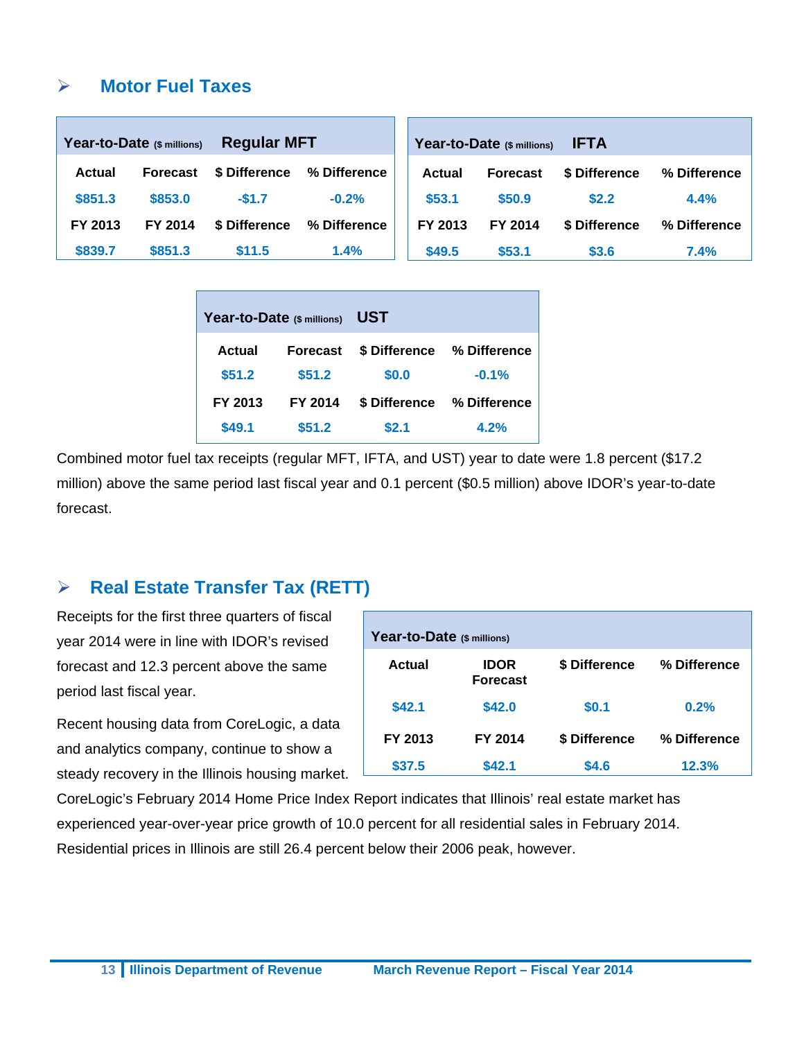## Motor Fuel Taxes

| Year-to-Date ($ millions) | Regular MFT | | |
|---|---|---|---|
| Actual | Forecast | $ Difference | % Difference |
| $851.3 | $853.0 | -$1.7 | -0.2% |
| FY 2013 | FY 2014 | $ Difference | % Difference |
| $839.7 | $851.3 | $11.5 | 1.4% |

| Year-to-Date ($ millions) | IFTA | | |
|---|---|---|---|
| Actual | Forecast | $ Difference | % Difference |
| $53.1 | $50.9 | $2.2 | 4.4% |
| FY 2013 | FY 2014 | $ Difference | % Difference |
| $49.5 | $53.1 | $3.6 | 7.4% |

| Year-to-Date ($ millions) | UST | | |
|---|---|---|---|
| Actual | Forecast | $ Difference | % Difference |
| $51.2 | $51.2 | $0.0 | -0.1% |
| FY 2013 | FY 2014 | $ Difference | % Difference |
| $49.1 | $51.2 | $2.1 | 4.2% |

Combined motor fuel tax receipts (regular MFT, IFTA, and UST) year to date were 1.8 percent ($17.2 million) above the same period last fiscal year and 0.1 percent ($0.5 million) above IDOR's year-to-date forecast.

## Real Estate Transfer Tax (RETT)

Receipts for the first three quarters of fiscal year 2014 were in line with IDOR's revised forecast and 12.3 percent above the same period last fiscal year.

| Year-to-Date ($ millions) | | | |
|---|---|---|---|
| Actual | IDOR Forecast | $ Difference | % Difference |
| $42.1 | $42.0 | $0.1 | 0.2% |
| FY 2013 | FY 2014 | $ Difference | % Difference |
| $37.5 | $42.1 | $4.6 | 12.3% |

Recent housing data from CoreLogic, a data and analytics company, continue to show a steady recovery in the Illinois housing market. CoreLogic's February 2014 Home Price Index Report indicates that Illinois' real estate market has experienced year-over-year price growth of 10.0 percent for all residential sales in February 2014. Residential prices in Illinois are still 26.4 percent below their 2006 peak, however.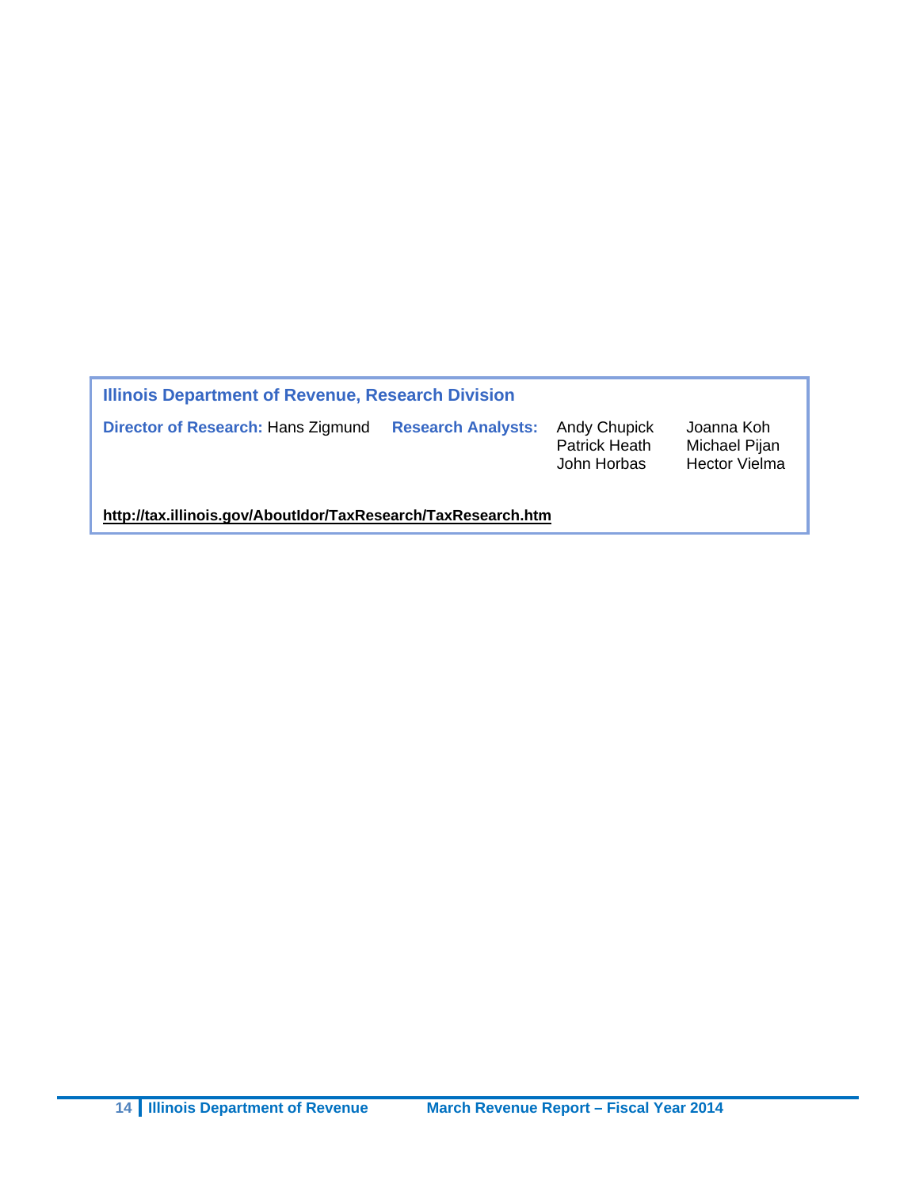**Illinois Department of Revenue, Research Division**

**Director of Research:** Hans Zigmund

**Research Analysts:** Andy Chupick, Patrick Heath, John Horbas, Joanna Koh, Michael Pijan, Hector Vielma

**http://tax.illinois.gov/AboutIdor/TaxResearch/TaxResearch.htm**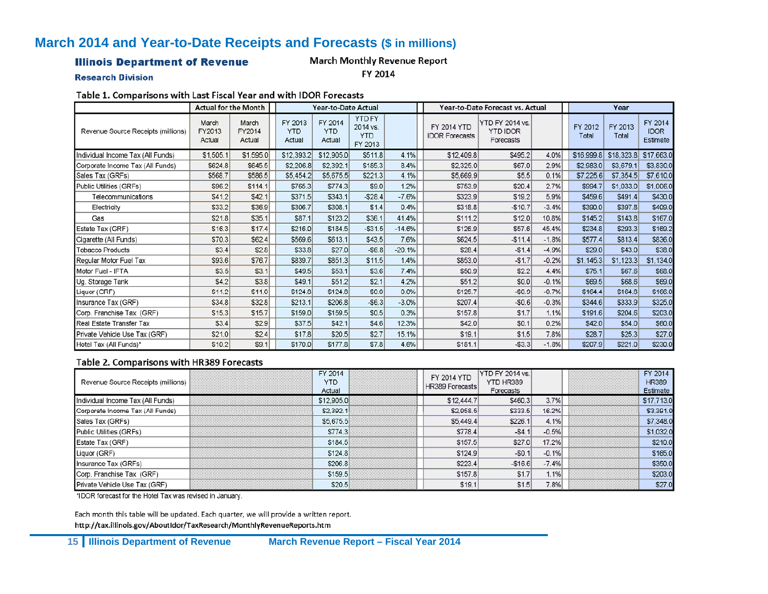# March 2014 and Year-to-Date Receipts and Forecasts ($ in millions)

**Illinois Department of Revenue**

**Research Division**

March Monthly Revenue Report

FY 2014

### Table 1. Comparisons with Last Fiscal Year and with IDOR Forecasts

| Revenue Source Receipts (millions) | Actual for the Month | | Year-to-Date Actual | | | | Year-to-Date Forecast vs. Actual | | | Year | | |
|---|---|---|---|---|---|---|---|---|---|---|---|---|
| | March FY2013 Actual | March FY2014 Actual | FY 2013 YTD Actual | FY 2014 YTD Actual | YTD FY 2014 vs. YTD FY 2013 | | FY 2014 YTD IDOR Forecasts | YTD FY 2014 vs. YTD IDOR Forecasts | | FY 2012 Total | FY 2013 Total | FY 2014 IDOR Estimate |
| Individual Income Tax (All Funds) | $1,505.1 | $1,595.0 | $12,393.2 | $12,905.0 | $511.8 | 4.1% | $12,409.8 | $495.2 | 4.0% | $16,999.8 | $18,323.8 | $17,663.0 |
| Corporate Income Tax (All Funds) | $624.8 | $645.5 | $2,206.8 | $2,392.1 | $185.3 | 8.4% | $2,325.0 | $67.0 | 2.9% | $2,983.0 | $3,679.1 | $3,830.0 |
| Sales Tax (GRFs) | $568.7 | $586.5 | $5,454.2 | $5,675.5 | $221.3 | 4.1% | $5,669.9 | $5.5 | 0.1% | $7,225.6 | $7,354.5 | $7,610.0 |
| Public Utilities (GRFs) | $96.2 | $114.1 | $765.3 | $774.3 | $9.0 | 1.2% | $753.9 | $20.4 | 2.7% | $994.7 | $1,033.0 | $1,006.0 |
| Telecommunications | $41.2 | $42.1 | $371.5 | $343.1 | -$28.4 | -7.6% | $323.9 | $19.2 | 5.9% | $459.6 | $491.4 | $430.0 |
| Electricity | $33.2 | $36.9 | $306.7 | $308.1 | $1.4 | 0.4% | $318.8 | -$10.7 | -3.4% | $390.0 | $397.8 | $409.0 |
| Gas | $21.8 | $35.1 | $87.1 | $123.2 | $36.1 | 41.4% | $111.2 | $12.0 | 10.8% | $145.2 | $143.8 | $167.0 |
| Estate Tax (GRF) | $16.3 | $17.4 | $216.0 | $184.5 | -$31.5 | -14.6% | $126.9 | $57.6 | 45.4% | $234.8 | $293.3 | $169.2 |
| Cigarette (All Funds) | $70.3 | $62.4 | $569.6 | $613.1 | $43.5 | 7.6% | $624.5 | -$11.4 | -1.8% | $577.4 | $813.4 | $836.0 |
| Tobacco Products | $3.4 | $2.8 | $33.8 | $27.0 | -$6.8 | -20.1% | $28.4 | -$1.4 | -4.9% | $29.0 | $43.0 | $38.0 |
| Regular Motor Fuel Tax | $93.6 | $76.7 | $839.7 | $851.3 | $11.5 | 1.4% | $853.0 | -$1.7 | -0.2% | $1,145.3 | $1,123.3 | $1,134.0 |
| Motor Fuel - IFTA | $3.5 | $3.1 | $49.5 | $53.1 | $3.6 | 7.4% | $50.9 | $2.2 | 4.4% | $75.1 | $67.6 | $68.0 |
| Ug. Storage Tank | $4.2 | $3.8 | $49.1 | $51.2 | $2.1 | 4.2% | $51.2 | $0.0 | -0.1% | $69.5 | $68.6 | $69.0 |
| Liquor (GRF) | $11.2 | $11.0 | $124.8 | $124.8 | $0.0 | 0.0% | $125.7 | -$0.9 | -0.7% | $164.4 | $164.8 | $166.0 |
| Insurance Tax (GRF) | $34.8 | $32.8 | $213.1 | $206.8 | -$6.3 | -3.0% | $207.4 | -$0.6 | -0.3% | $344.6 | $333.9 | $325.0 |
| Corp. Franchise Tax (GRF) | $15.3 | $15.7 | $159.0 | $159.5 | $0.5 | 0.3% | $157.8 | $1.7 | 1.1% | $191.6 | $204.6 | $203.0 |
| Real Estate Transfer Tax | $3.4 | $2.9 | $37.5 | $42.1 | $4.6 | 12.3% | $42.0 | $0.1 | 0.2% | $42.0 | $54.0 | $60.0 |
| Private Vehicle Use Tax (GRF) | $21.0 | $2.4 | $17.8 | $20.5 | $2.7 | 15.1% | $19.1 | $1.5 | 7.8% | $28.7 | $25.3 | $27.0 |
| Hotel Tax (All Funds)* | $10.2 | $9.1 | $170.0 | $177.8 | $7.8 | 4.6% | $181.1 | -$3.3 | -1.8% | $207.9 | $221.0 | $230.0 |

### Table 2. Comparisons with HR389 Forecasts

| Revenue Source Receipts (millions) | FY 2014 YTD Actual | FY 2014 YTD HR389 Forecasts | YTD FY 2014 vs. YTD HR389 Forecasts | | FY 2014 HR389 Estimate |
|---|---|---|---|---|---|
| Individual Income Tax (All Funds) | $12,905.0 | $12,444.7 | $460.3 | 3.7% | $17,713.0 |
| Corporate Income Tax (All Funds) | $2,392.1 | $2,058.5 | $333.5 | 16.2% | $3,391.0 |
| Sales Tax (GRFs) | $5,675.5 | $5,449.4 | $226.1 | 4.1% | $7,348.0 |
| Public Utilities (GRFs) | $774.3 | $778.4 | -$4.1 | -0.5% | $1,032.0 |
| Estate Tax (GRF) | $184.5 | $157.5 | $27.0 | 17.2% | $210.0 |
| Liquor (GRF) | $124.8 | $124.9 | -$0.1 | -0.1% | $165.0 |
| Insurance Tax (GRFs) | $206.8 | $223.4 | -$16.6 | -7.4% | $350.0 |
| Corp. Franchise Tax (GRF) | $159.5 | $157.8 | $1.7 | 1.1% | $203.0 |
| Private Vehicle Use Tax (GRF) | $20.5 | $19.1 | $1.5 | 7.8% | $27.0 |

*IDOR forecast for the Hotel Tax was revised in January.

Each month this table will be updated. Each quarter, we will provide a written report.

http://tax.illinois.gov/AboutIdor/TaxResearch/MonthlyRevenueReports.htm